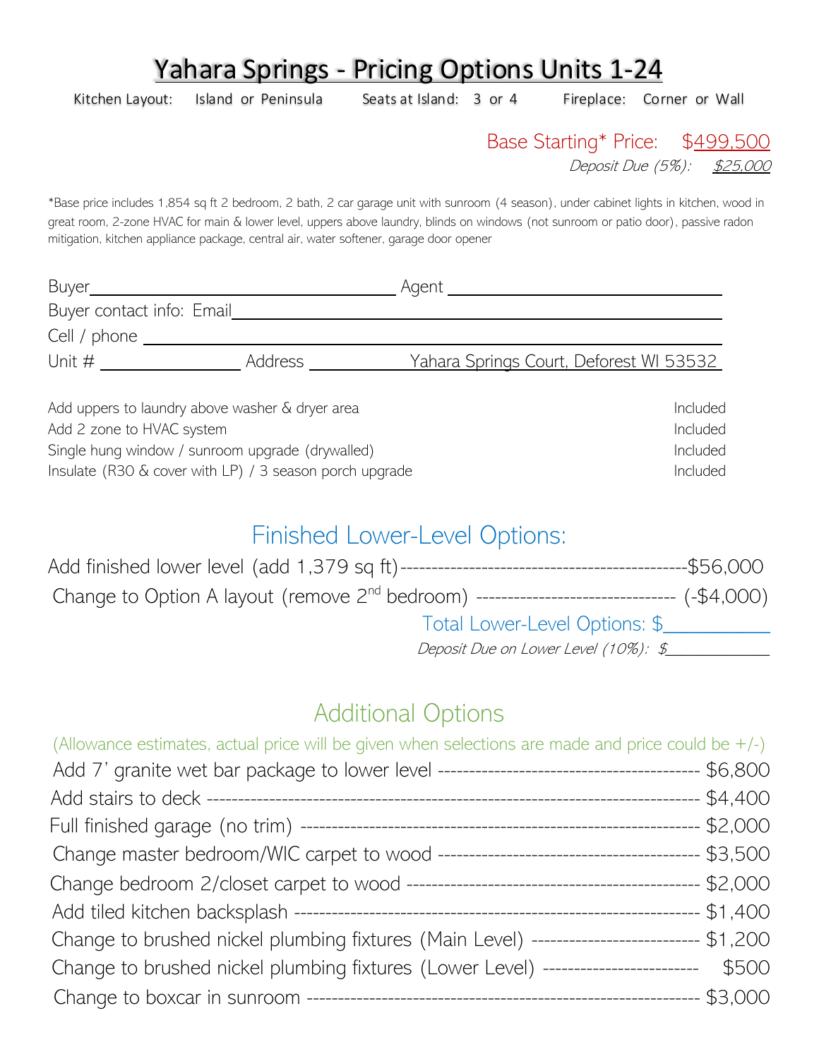# Yahara Springs - Pricing Options Units 1-24

Kitchen Layout: Island or Peninsula     Seats at Island: 3 or 4     Fireplace: Corner or Wall

Base Starting* Price: $499,500

*Deposit Due (5%): $25,000*

*Base price includes 1,854 sq ft 2 bedroom, 2 bath, 2 car garage unit with sunroom (4 season), under cabinet lights in kitchen, wood in great room, 2-zone HVAC for main & lower level, uppers above laundry, blinds on windows (not sunroom or patio door), passive radon mitigation, kitchen appliance package, central air, water softener, garage door opener

Buyer ______________________ Agent ______________________

Buyer contact info: Email ______________________

Cell / phone ______________________

Unit # __________ Address Yahara Springs Court, Deforest WI 53532

| | |
|---|---|
| Add uppers to laundry above washer & dryer area | Included |
| Add 2 zone to HVAC system | Included |
| Single hung window / sunroom upgrade (drywalled) | Included |
| Insulate (R30 & cover with LP) / 3 season porch upgrade | Included |

## Finished Lower-Level Options:

Add finished lower level (add 1,379 sq ft) ---------------------------------------------- $56,000

Change to Option A layout (remove 2nd bedroom) ------------------------------- (-$4,000)

Total Lower-Level Options: $__________

*Deposit Due on Lower Level (10%): $__________*

## Additional Options

(Allowance estimates, actual price will be given when selections are made and price could be +/-)

Add 7' granite wet bar package to lower level ----------------------------------------- $6,800

Add stairs to deck -------------------------------------------------------------------------- $4,400

Full finished garage (no trim) ------------------------------------------------------------ $2,000

Change master bedroom/WIC carpet to wood ------------------------------------------ $3,500

Change bedroom 2/closet carpet to wood ----------------------------------------------- $2,000

Add tiled kitchen backsplash ------------------------------------------------------------- $1,400

Change to brushed nickel plumbing fixtures (Main Level) -------------------------- $1,200

Change to brushed nickel plumbing fixtures (Lower Level) ------------------------ $500

Change to boxcar in sunroom ------------------------------------------------------------- $3,000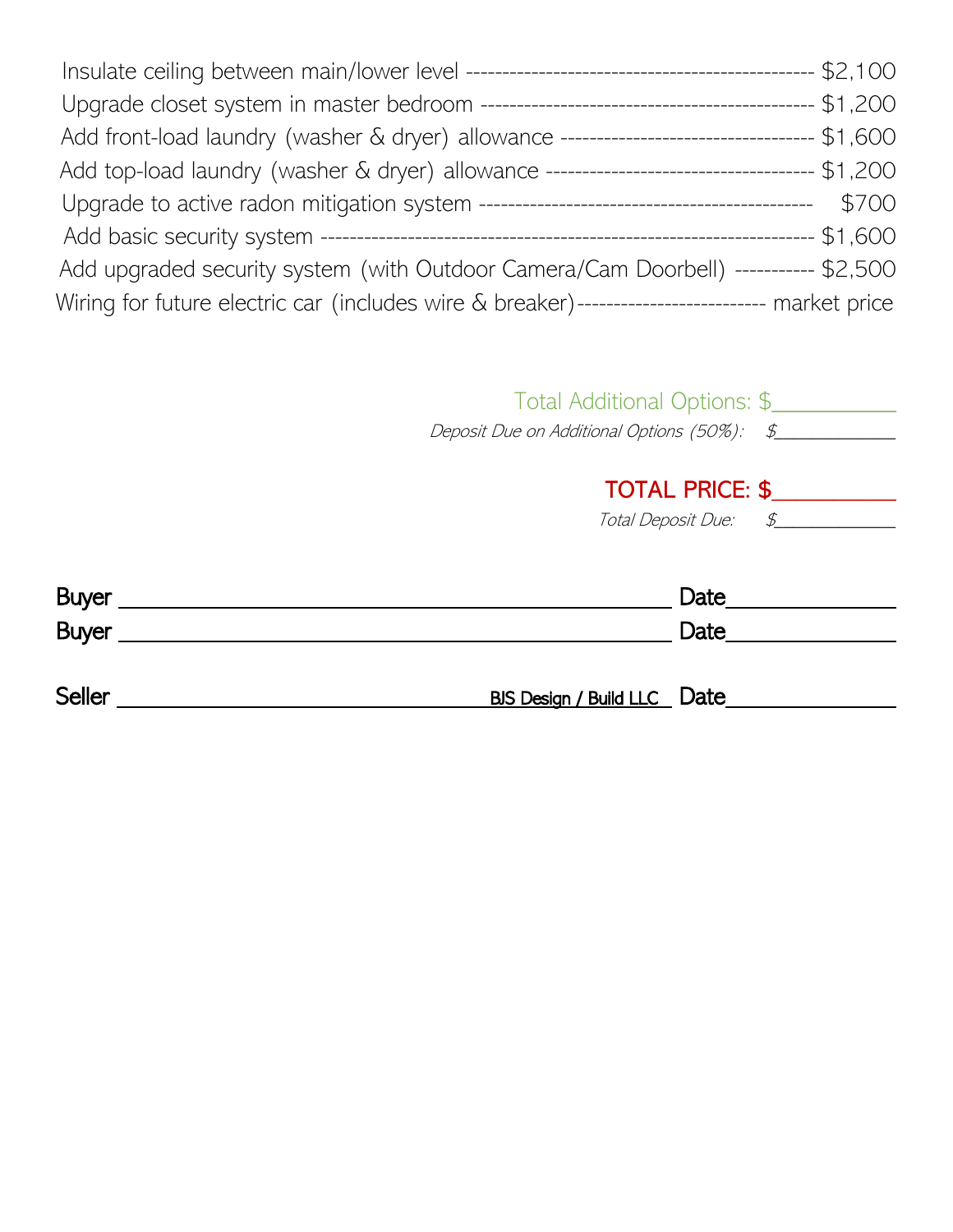Insulate ceiling between main/lower level ------------------------------------------------ $2,100
Upgrade closet system in master bedroom ---------------------------------------------- $1,200
Add front-load laundry (washer & dryer) allowance ------------------------------------ $1,600
Add top-load laundry (washer & dryer) allowance --------------------------------------- $1,200
Upgrade to active radon mitigation system ----------------------------------------------- $700
Add basic security system --------------------------------------------------------------------- $1,600
Add upgraded security system (with Outdoor Camera/Cam Doorbell) ----------- $2,500
Wiring for future electric car (includes wire & breaker)-------------------------- market price

Total Additional Options: $__________

*Deposit Due on Additional Options (50%): $__________*

**TOTAL PRICE: $__________**

*Total Deposit Due: $__________*

Buyer ______________________________________________ Date______________

Buyer ______________________________________________ Date______________

Seller ______________________________ BJS Design / Build LLC Date______________